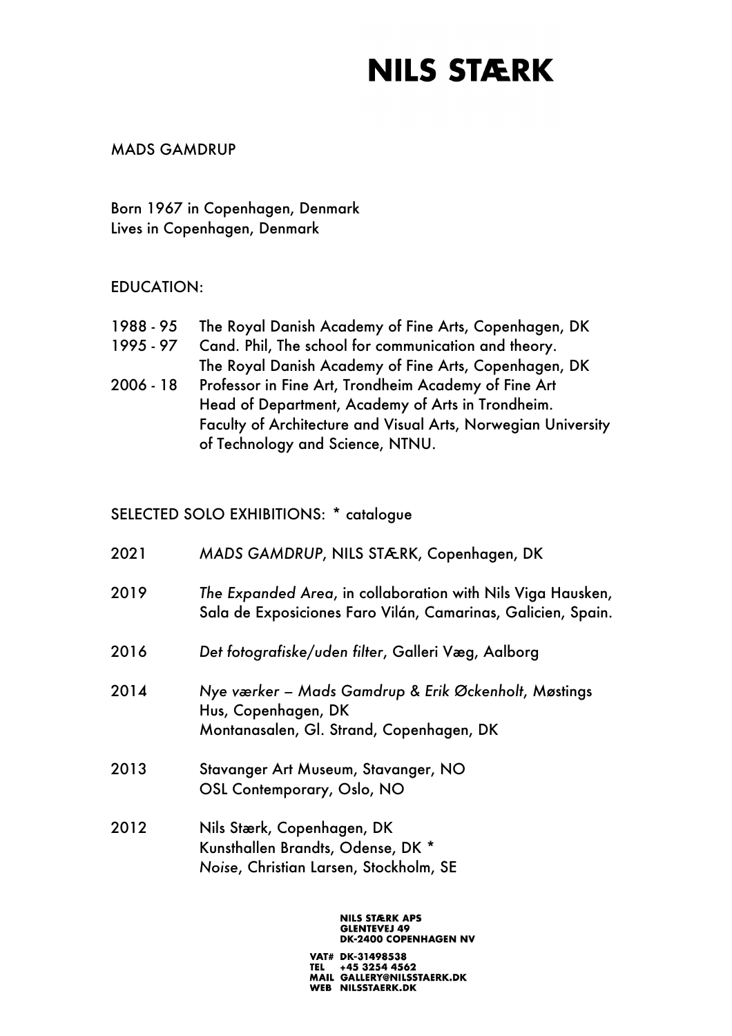# NILS STÆRK

## MADS GAMDRUP

Born 1967 in Copenhagen, Denmark
Lives in Copenhagen, Denmark

### EDUCATION:

1988 - 95 The Royal Danish Academy of Fine Arts, Copenhagen, DK

1995 - 97 Cand. Phil, The school for communication and theory.
The Royal Danish Academy of Fine Arts, Copenhagen, DK

2006 - 18 Professor in Fine Art, Trondheim Academy of Fine Art
Head of Department, Academy of Arts in Trondheim.
Faculty of Architecture and Visual Arts, Norwegian University of Technology and Science, NTNU.

### SELECTED SOLO EXHIBITIONS: * catalogue

2021 *MADS GAMDRUP*, NILS STÆRK, Copenhagen, DK

2019 *The Expanded Area*, in collaboration with Nils Viga Hausken, Sala de Exposiciones Faro Vilán, Camarinas, Galicien, Spain.

2016 *Det fotografiske/uden filter*, Galleri Væg, Aalborg

2014 *Nye værker – Mads Gamdrup & Erik Øckenholt*, Møstings Hus, Copenhagen, DK
Montanasalen, Gl. Strand, Copenhagen, DK

2013 Stavanger Art Museum, Stavanger, NO
OSL Contemporary, Oslo, NO

2012 Nils Stærk, Copenhagen, DK
Kunsthallen Brandts, Odense, DK *
*Noise*, Christian Larsen, Stockholm, SE

NILS STÆRK APS
GLENTEVEJ 49
DK-2400 COPENHAGEN NV

VAT# DK-31498538
TEL +45 3254 4562
MAIL GALLERY@NILSSTAERK.DK
WEB NILSSTAERK.DK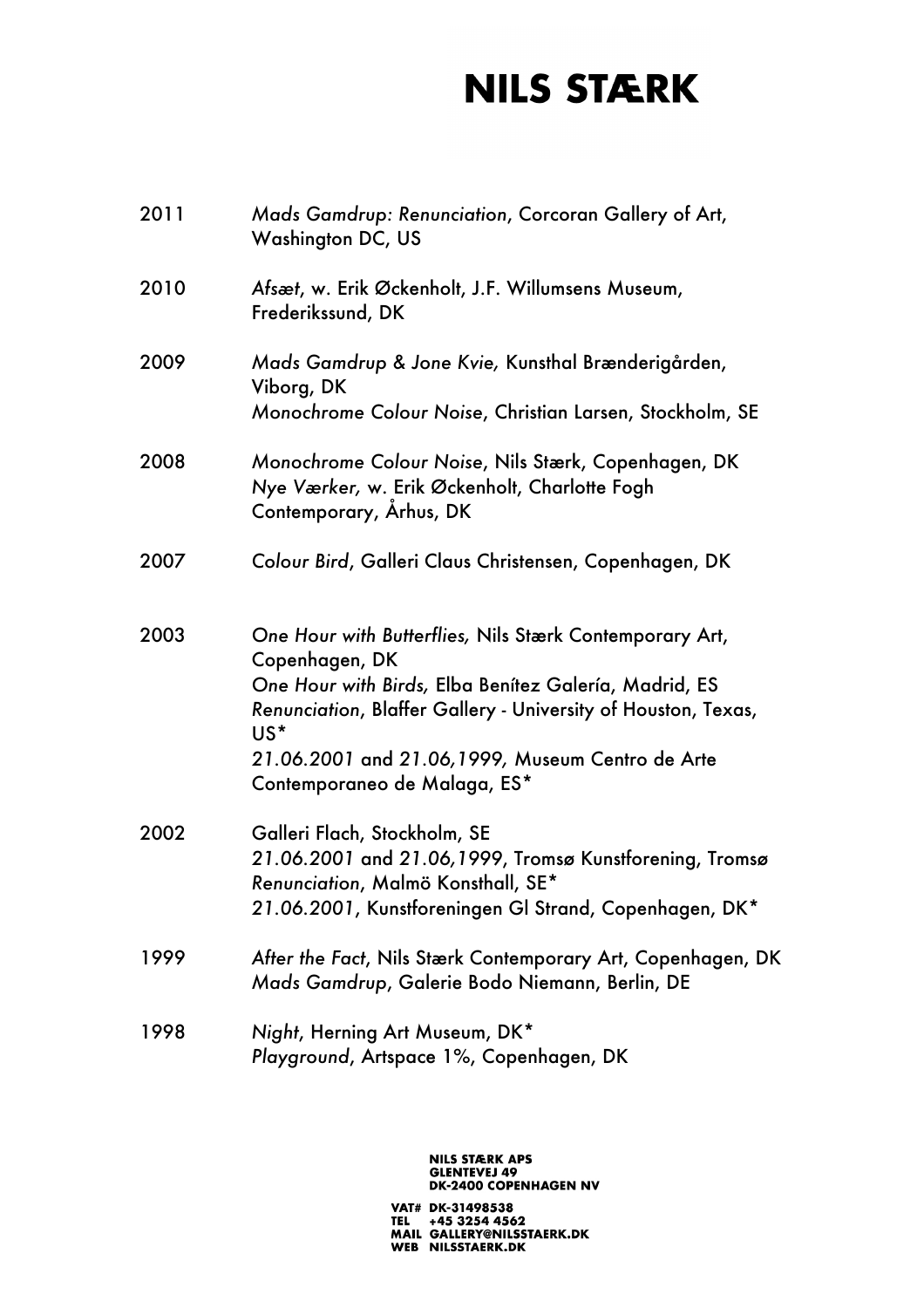| | |
|---|---|
| 2011 | *Mads Gamdrup: Renunciation*, Corcoran Gallery of Art, Washington DC, US |
| 2010 | *Afsæt*, w. Erik Øckenholt, J.F. Willumsens Museum, Frederikssund, DK |
| 2009 | *Mads Gamdrup & Jone Kvie,* Kunsthal Brænderigården, Viborg, DK<br>*Monochrome Colour Noise*, Christian Larsen, Stockholm, SE |
| 2008 | *Monochrome Colour Noise*, Nils Stærk, Copenhagen, DK<br>*Nye Værker,* w. Erik Øckenholt, Charlotte Fogh Contemporary, Århus, DK |
| 2007 | *Colour Bird*, Galleri Claus Christensen, Copenhagen, DK |
| 2003 | *One Hour with Butterflies,* Nils Stærk Contemporary Art, Copenhagen, DK<br>*One Hour with Birds,* Elba Benítez Galería, Madrid, ES<br>*Renunciation*, Blaffer Gallery - University of Houston, Texas, US*<br>*21.06.2001* and *21.06,1999,* Museum Centro de Arte Contemporaneo de Malaga, ES* |
| 2002 | Galleri Flach, Stockholm, SE<br>*21.06.2001* and *21.06,1999*, Tromsø Kunstforening, Tromsø<br>*Renunciation*, Malmö Konsthall, SE*<br>*21.06.2001*, Kunstforeningen Gl Strand, Copenhagen, DK* |
| 1999 | *After the Fact*, Nils Stærk Contemporary Art, Copenhagen, DK<br>*Mads Gamdrup*, Galerie Bodo Niemann, Berlin, DE |
| 1998 | *Night*, Herning Art Museum, DK*<br>*Playground*, Artspace 1%, Copenhagen, DK |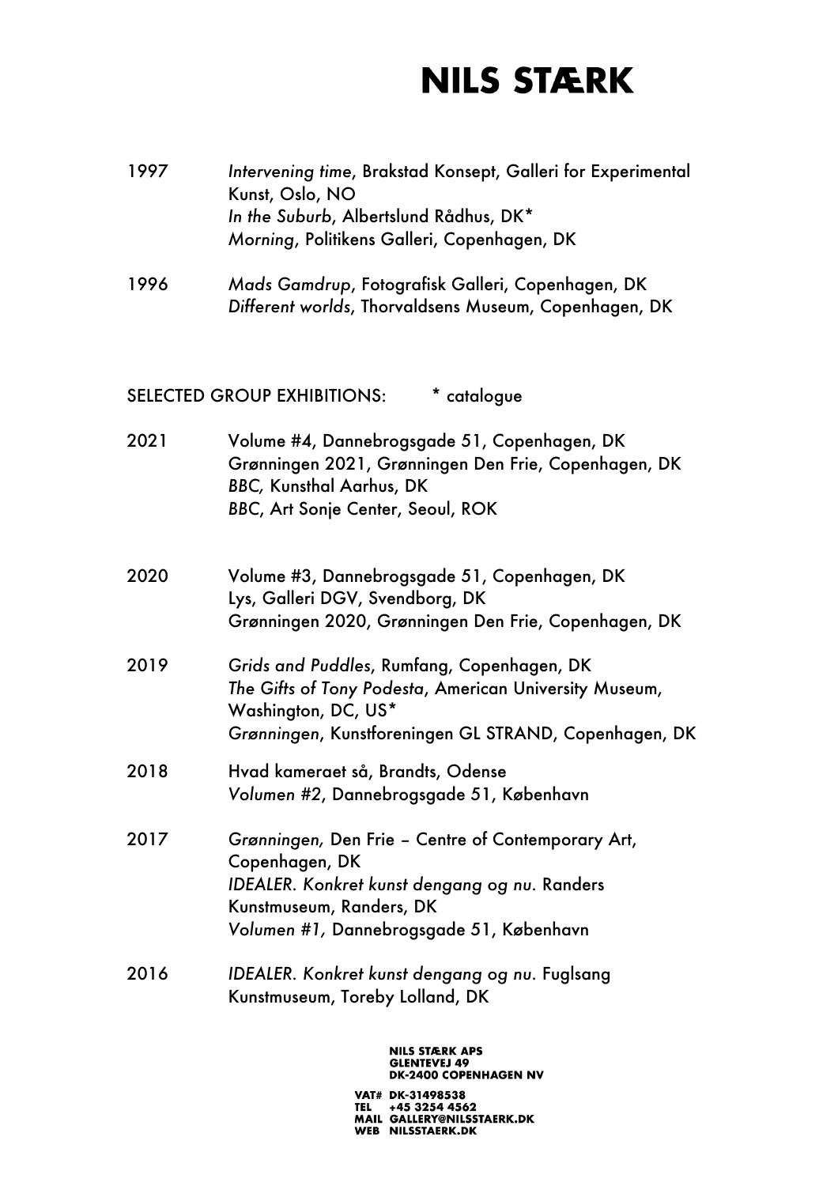1997 *Intervening time*, Brakstad Konsept, Galleri for Experimental Kunst, Oslo, NO
*In the Suburb*, Albertslund Rådhus, DK*
*Morning*, Politikens Galleri, Copenhagen, DK

1996 *Mads Gamdrup*, Fotografisk Galleri, Copenhagen, DK
*Different worlds*, Thorvaldsens Museum, Copenhagen, DK

SELECTED GROUP EXHIBITIONS: * catalogue

2021 Volume #4, Dannebrogsgade 51, Copenhagen, DK
Grønningen 2021, Grønningen Den Frie, Copenhagen, DK
*BBC,* Kunsthal Aarhus, DK
*BBC*, Art Sonje Center, Seoul, ROK

2020 Volume #3, Dannebrogsgade 51, Copenhagen, DK
Lys, Galleri DGV, Svendborg, DK
Grønningen 2020, Grønningen Den Frie, Copenhagen, DK

2019 *Grids and Puddles*, Rumfang, Copenhagen, DK
*The Gifts of Tony Podesta*, American University Museum, Washington, DC, US*
*Grønningen*, Kunstforeningen GL STRAND, Copenhagen, DK

2018 Hvad kameraet så, Brandts, Odense
*Volumen #2*, Dannebrogsgade 51, København

2017 *Grønningen,* Den Frie – Centre of Contemporary Art, Copenhagen, DK
*IDEALER. Konkret kunst dengang og nu*. Randers Kunstmuseum, Randers, DK
*Volumen #1,* Dannebrogsgade 51, København

2016 *IDEALER. Konkret kunst dengang og nu*. Fuglsang Kunstmuseum, Toreby Lolland, DK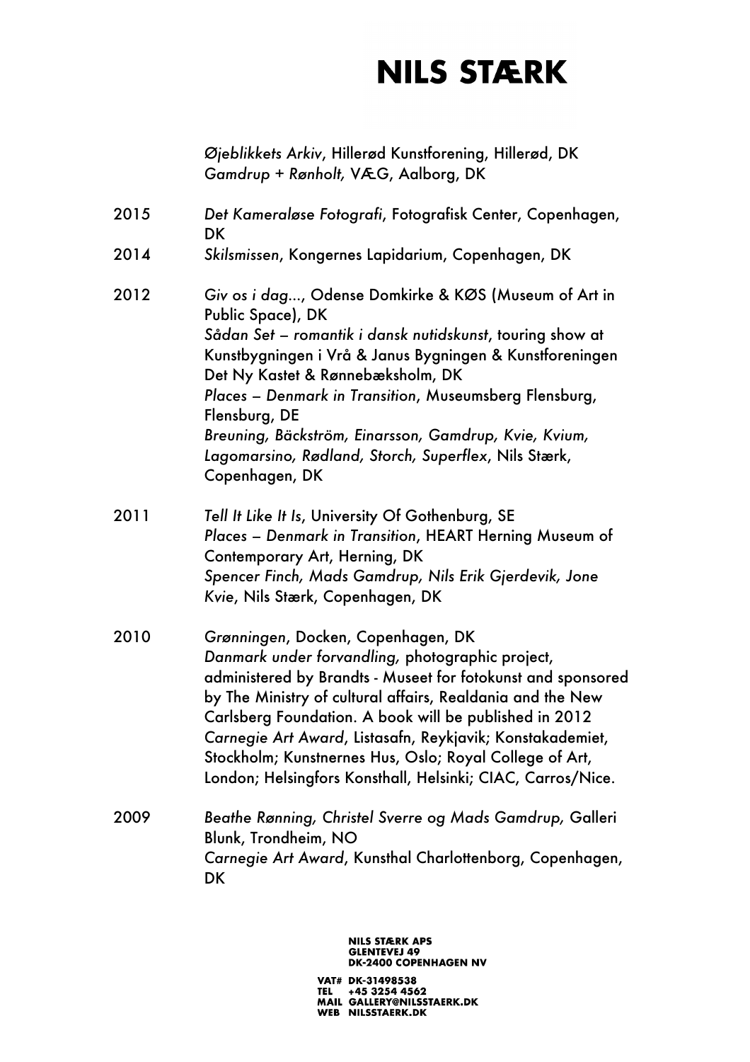*Øjeblikkets Arkiv*, Hillerød Kunstforening, Hillerød, DK
*Gamdrup + Rønholt,* VÆG, Aalborg, DK

2015 *Det Kameraløse Fotografi*, Fotografisk Center, Copenhagen, DK

2014 *Skilsmissen*, Kongernes Lapidarium, Copenhagen, DK

2012 *Giv os i dag...*, Odense Domkirke & KØS (Museum of Art in Public Space), DK
*Sådan Set – romantik i dansk nutidskunst*, touring show at Kunstbygningen i Vrå & Janus Bygningen & Kunstforeningen Det Ny Kastet & Rønnebæksholm, DK
*Places – Denmark in Transition*, Museumsberg Flensburg, Flensburg, DE
*Breuning, Bäckström, Einarsson, Gamdrup, Kvie, Kvium, Lagomarsino, Rødland, Storch, Superflex*, Nils Stærk, Copenhagen, DK

2011 *Tell It Like It Is*, University Of Gothenburg, SE
*Places – Denmark in Transition*, HEART Herning Museum of Contemporary Art, Herning, DK
*Spencer Finch, Mads Gamdrup, Nils Erik Gjerdevik, Jone Kvie*, Nils Stærk, Copenhagen, DK

2010 *Grønningen*, Docken, Copenhagen, DK
*Danmark under forvandling,* photographic project, administered by Brandts - Museet for fotokunst and sponsored by The Ministry of cultural affairs, Realdania and the New Carlsberg Foundation. A book will be published in 2012
*Carnegie Art Award*, Listasafn, Reykjavik; Konstakademiet, Stockholm; Kunstnernes Hus, Oslo; Royal College of Art, London; Helsingfors Konsthall, Helsinki; CIAC, Carros/Nice.

2009 *Beathe Rønning, Christel Sverre og Mads Gamdrup,* Galleri Blunk, Trondheim, NO
*Carnegie Art Award*, Kunsthal Charlottenborg, Copenhagen, DK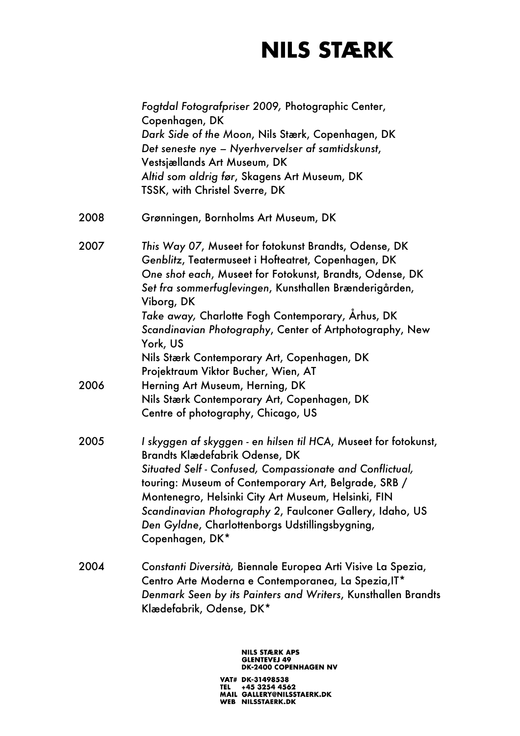*Fogtdal Fotografpriser 2009,* Photographic Center, Copenhagen, DK
*Dark Side of the Moon*, Nils Stærk, Copenhagen, DK
*Det seneste nye – Nyerhvervelser af samtidskunst*, Vestsjællands Art Museum, DK
*Altid som aldrig før*, Skagens Art Museum, DK
TSSK, with Christel Sverre, DK

2008 Grønningen, Bornholms Art Museum, DK

2007 *This Way 07*, Museet for fotokunst Brandts, Odense, DK
*Genblitz*, Teatermuseet i Hofteatret, Copenhagen, DK
*One shot each*, Museet for Fotokunst, Brandts, Odense, DK
*Set fra sommerfuglevingen*, Kunsthallen Brænderigården, Viborg, DK
*Take away,* Charlotte Fogh Contemporary, Århus, DK
*Scandinavian Photography*, Center of Artphotography, New York, US
Nils Stærk Contemporary Art, Copenhagen, DK
Projektraum Viktor Bucher, Wien, AT

2006 Herning Art Museum, Herning, DK
Nils Stærk Contemporary Art, Copenhagen, DK
Centre of photography, Chicago, US

2005 *I skyggen af skyggen - en hilsen til HCA*, Museet for fotokunst, Brandts Klædefabrik Odense, DK
*Situated Self - Confused, Compassionate and Conflictual,* touring: Museum of Contemporary Art, Belgrade, SRB / Montenegro, Helsinki City Art Museum, Helsinki, FIN
*Scandinavian Photography 2*, Faulconer Gallery, Idaho, US
*Den Gyldne*, Charlottenborgs Udstillingsbygning, Copenhagen, DK*

2004 *Constanti Diversità,* Biennale Europea Arti Visive La Spezia, Centro Arte Moderna e Contemporanea, La Spezia,IT*
*Denmark Seen by its Painters and Writers*, Kunsthallen Brandts Klædefabrik, Odense, DK*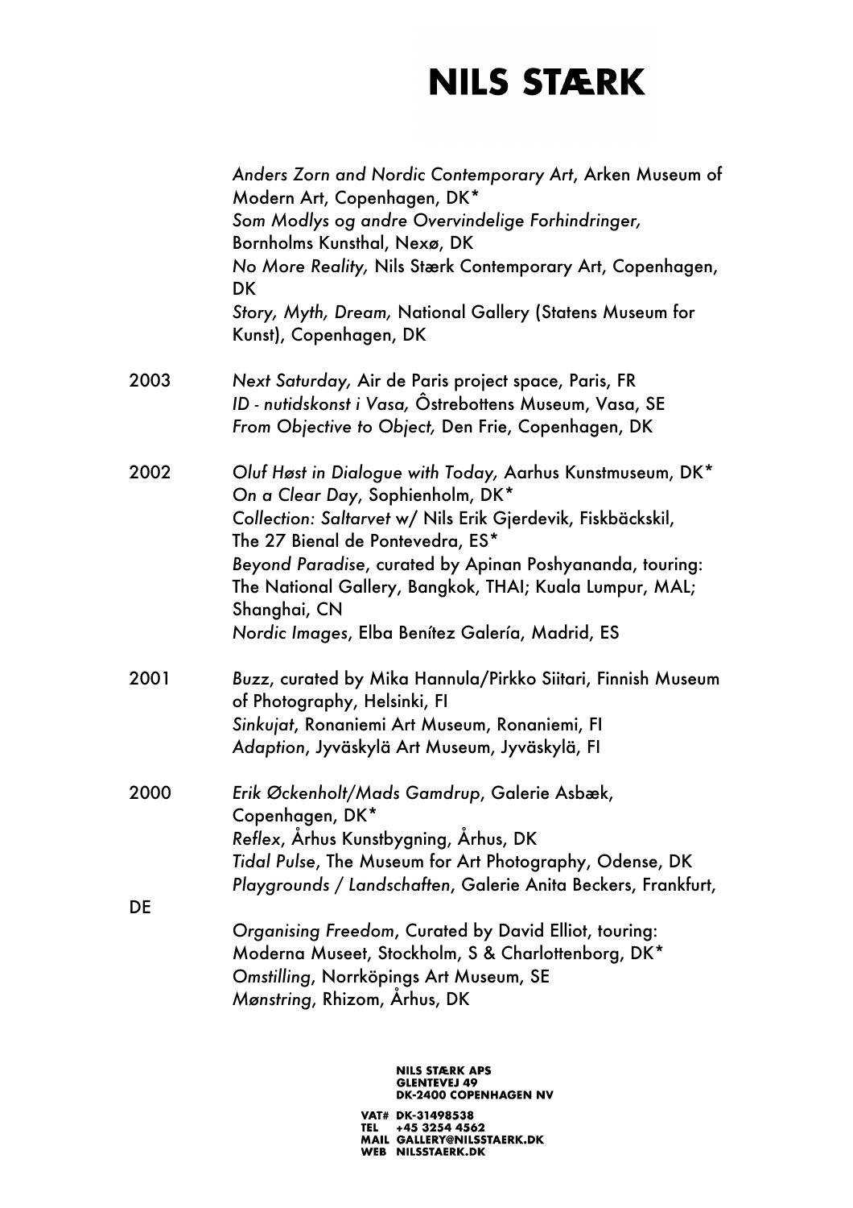*Anders Zorn and Nordic Contemporary Art*, Arken Museum of Modern Art, Copenhagen, DK*
*Som Modlys og andre Overvindelige Forhindringer,* Bornholms Kunsthal, Nexø, DK
*No More Reality,* Nils Stærk Contemporary Art, Copenhagen, DK
*Story, Myth, Dream,* National Gallery (Statens Museum for Kunst), Copenhagen, DK

2003
*Next Saturday,* Air de Paris project space, Paris, FR
*ID - nutidskonst i Vasa,* Ôstrebottens Museum, Vasa, SE
*From Objective to Object,* Den Frie, Copenhagen, DK

2002
*Oluf Høst in Dialogue with Today,* Aarhus Kunstmuseum, DK*
*On a Clear Day*, Sophienholm, DK*
*Collection: Saltarvet* w/ Nils Erik Gjerdevik, Fiskbäckskil, The 27 Bienal de Pontevedra, ES*
*Beyond Paradise*, curated by Apinan Poshyananda, touring: The National Gallery, Bangkok, THAI; Kuala Lumpur, MAL; Shanghai, CN
*Nordic Images*, Elba Benítez Galería, Madrid, ES

2001
*Buzz*, curated by Mika Hannula/Pirkko Siitari, Finnish Museum of Photography, Helsinki, FI
*Sinkujat*, Ronaniemi Art Museum, Ronaniemi, FI
*Adaption*, Jyväskylä Art Museum, Jyväskylä, FI

2000
*Erik Øckenholt/Mads Gamdrup*, Galerie Asbæk, Copenhagen, DK*
*Reflex*, Århus Kunstbygning, Århus, DK
*Tidal Pulse*, The Museum for Art Photography, Odense, DK
*Playgrounds / Landschaften*, Galerie Anita Beckers, Frankfurt, DE
*Organising Freedom*, Curated by David Elliot, touring: Moderna Museet, Stockholm, S & Charlottenborg, DK*
*Omstilling*, Norrköpings Art Museum, SE
*Mønstring*, Rhizom, Århus, DK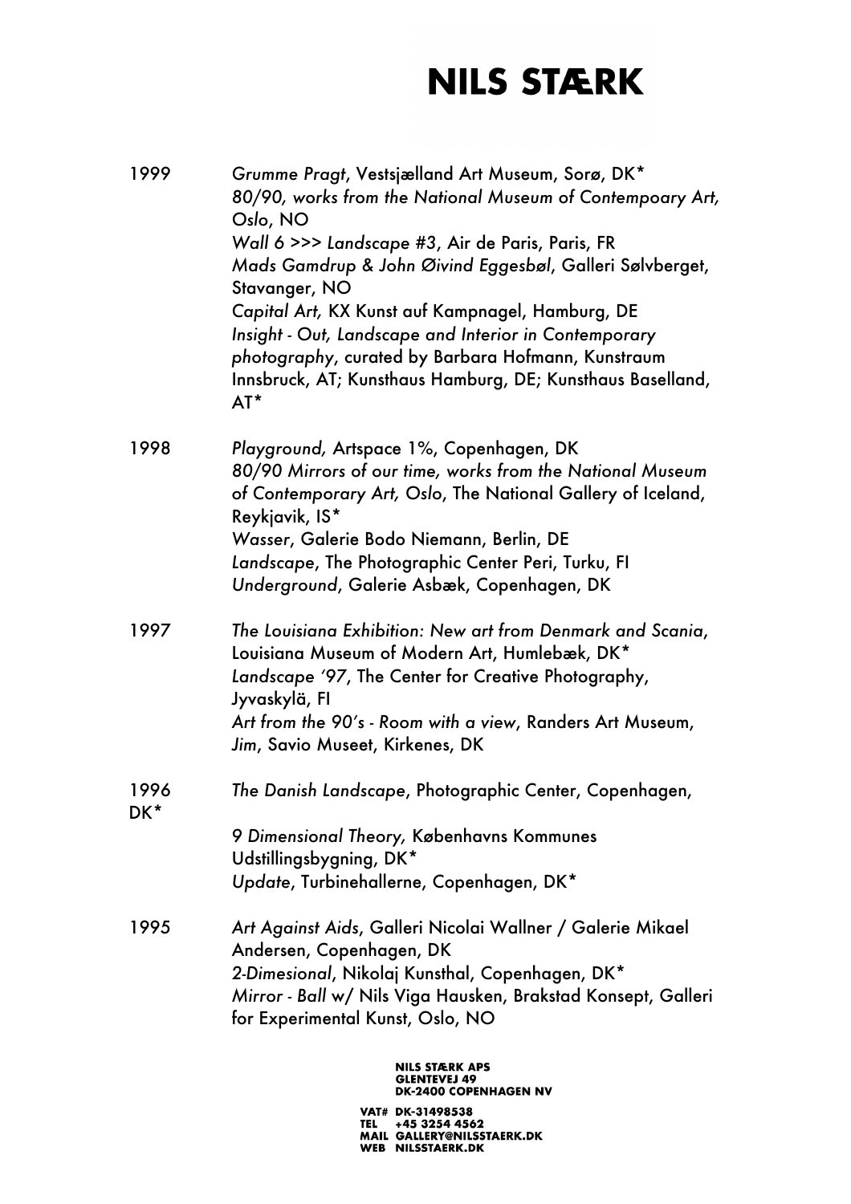| | |
|---|---|
| 1999 | *Grumme Pragt*, Vestsjælland Art Museum, Sorø, DK*<br>*80/90, works from the National Museum of Contempoary Art, Oslo*, NO<br>*Wall 6 >>> Landscape #3*, Air de Paris, Paris, FR<br>*Mads Gamdrup & John Øivind Eggesbøl*, Galleri Sølvberget, Stavanger, NO<br>*Capital Art,* KX Kunst auf Kampnagel, Hamburg, DE<br>*Insight - Out, Landscape and Interior in Contemporary photography*, curated by Barbara Hofmann, Kunstraum Innsbruck, AT; Kunsthaus Hamburg, DE; Kunsthaus Baselland, AT* |
| 1998 | *Playground,* Artspace 1%, Copenhagen, DK<br>*80/90 Mirrors of our time, works from the National Museum of Contemporary Art, Oslo*, The National Gallery of Iceland, Reykjavik, IS*<br>*Wasser*, Galerie Bodo Niemann, Berlin, DE<br>*Landscape*, The Photographic Center Peri, Turku, FI<br>*Underground*, Galerie Asbæk, Copenhagen, DK |
| 1997 | *The Louisiana Exhibition: New art from Denmark and Scania*, Louisiana Museum of Modern Art, Humlebæk, DK*<br>*Landscape '97*, The Center for Creative Photography, Jyvaskylä, FI<br>*Art from the 90's - Room with a view*, Randers Art Museum,<br>*Jim*, Savio Museet, Kirkenes, DK |
| 1996 DK* | *The Danish Landscape*, Photographic Center, Copenhagen,<br>*9 Dimensional Theory,* Københavns Kommunes Udstillingsbygning, DK*<br>*Update*, Turbinehallerne, Copenhagen, DK* |
| 1995 | *Art Against Aids*, Galleri Nicolai Wallner / Galerie Mikael Andersen, Copenhagen, DK<br>*2-Dimesional*, Nikolaj Kunsthal, Copenhagen, DK*<br>*Mirror - Ball* w/ Nils Viga Hausken, Brakstad Konsept, Galleri for Experimental Kunst, Oslo, NO |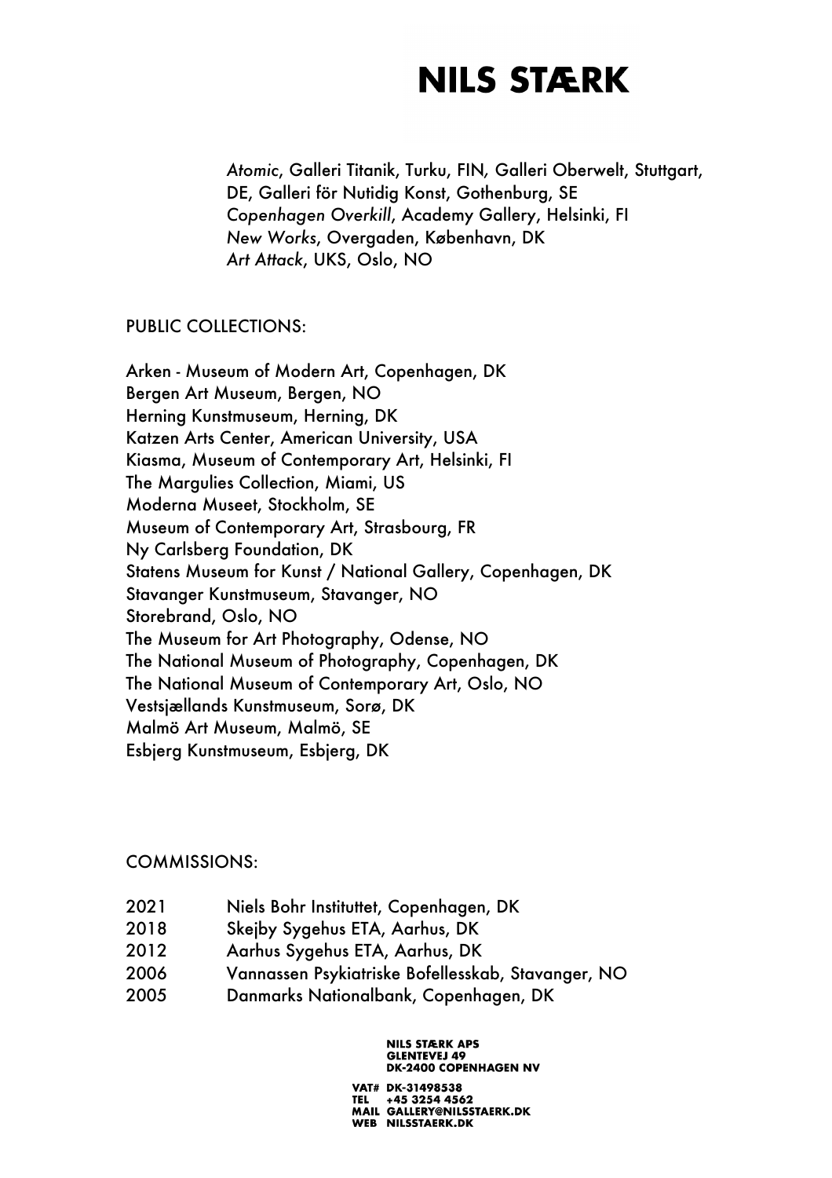*Atomic*, Galleri Titanik, Turku, FIN, Galleri Oberwelt, Stuttgart, DE, Galleri för Nutidig Konst, Gothenburg, SE
*Copenhagen Overkill*, Academy Gallery, Helsinki, FI
*New Works*, Overgaden, København, DK
*Art Attack*, UKS, Oslo, NO

PUBLIC COLLECTIONS:

Arken - Museum of Modern Art, Copenhagen, DK
Bergen Art Museum, Bergen, NO
Herning Kunstmuseum, Herning, DK
Katzen Arts Center, American University, USA
Kiasma, Museum of Contemporary Art, Helsinki, FI
The Margulies Collection, Miami, US
Moderna Museet, Stockholm, SE
Museum of Contemporary Art, Strasbourg, FR
Ny Carlsberg Foundation, DK
Statens Museum for Kunst / National Gallery, Copenhagen, DK
Stavanger Kunstmuseum, Stavanger, NO
Storebrand, Oslo, NO
The Museum for Art Photography, Odense, NO
The National Museum of Photography, Copenhagen, DK
The National Museum of Contemporary Art, Oslo, NO
Vestsjællands Kunstmuseum, Sorø, DK
Malmö Art Museum, Malmö, SE
Esbjerg Kunstmuseum, Esbjerg, DK

COMMISSIONS:

2021 Niels Bohr Instituttet, Copenhagen, DK
2018 Skejby Sygehus ETA, Aarhus, DK
2012 Aarhus Sygehus ETA, Aarhus, DK
2006 Vannassen Psykiatriske Bofellesskab, Stavanger, NO
2005 Danmarks Nationalbank, Copenhagen, DK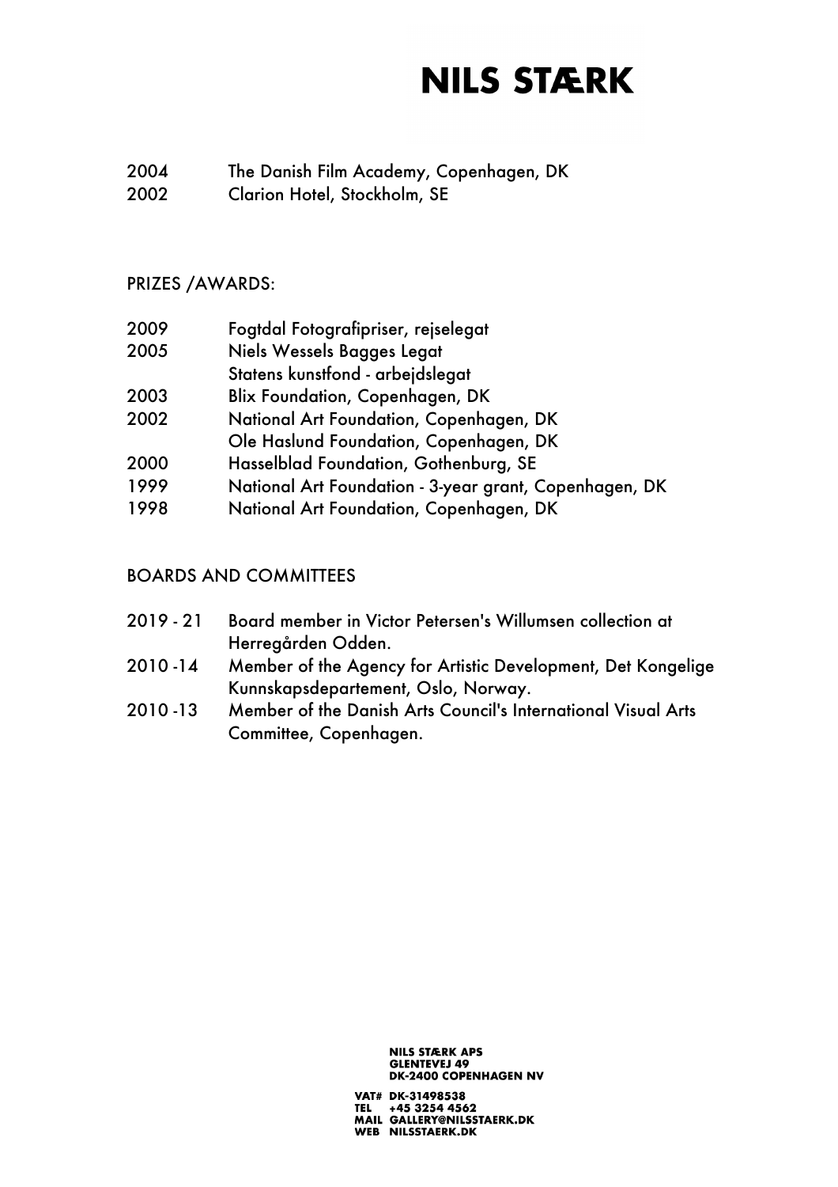2004 The Danish Film Academy, Copenhagen, DK
2002 Clarion Hotel, Stockholm, SE

## PRIZES /AWARDS:

2009 Fogtdal Fotografipriser, rejselegat
2005 Niels Wessels Bagges Legat
Statens kunstfond - arbejdslegat
2003 Blix Foundation, Copenhagen, DK
2002 National Art Foundation, Copenhagen, DK
Ole Haslund Foundation, Copenhagen, DK
2000 Hasselblad Foundation, Gothenburg, SE
1999 National Art Foundation - 3-year grant, Copenhagen, DK
1998 National Art Foundation, Copenhagen, DK

## BOARDS AND COMMITTEES

2019 - 21 Board member in Victor Petersen's Willumsen collection at Herregården Odden.
2010 -14 Member of the Agency for Artistic Development, Det Kongelige Kunnskapsdepartement, Oslo, Norway.
2010 -13 Member of the Danish Arts Council's International Visual Arts Committee, Copenhagen.